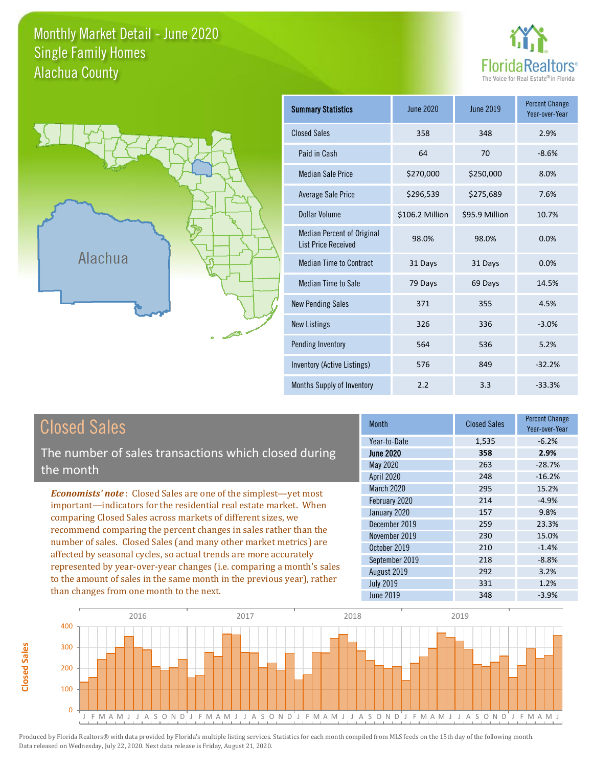# Monthly Market Detail - June 2020
## Single Family Homes
## Alachua County

FloridaRealtors® The Voice for Real Estate® in Florida

Alachua

| Summary Statistics | June 2020 | June 2019 | Percent Change Year-over-Year |
|---|---|---|---|
| Closed Sales | 358 | 348 | 2.9% |
| Paid in Cash | 64 | 70 | -8.6% |
| Median Sale Price | $270,000 | $250,000 | 8.0% |
| Average Sale Price | $296,539 | $275,689 | 7.6% |
| Dollar Volume | $106.2 Million | $95.9 Million | 10.7% |
| Median Percent of Original List Price Received | 98.0% | 98.0% | 0.0% |
| Median Time to Contract | 31 Days | 31 Days | 0.0% |
| Median Time to Sale | 79 Days | 69 Days | 14.5% |
| New Pending Sales | 371 | 355 | 4.5% |
| New Listings | 326 | 336 | -3.0% |
| Pending Inventory | 564 | 536 | 5.2% |
| Inventory (Active Listings) | 576 | 849 | -32.2% |
| Months Supply of Inventory | 2.2 | 3.3 | -33.3% |

## Closed Sales

The number of sales transactions which closed during the month

***Economists' note***: Closed Sales are one of the simplest—yet most important—indicators for the residential real estate market. When comparing Closed Sales across markets of different sizes, we recommend comparing the percent changes in sales rather than the number of sales. Closed Sales (and many other market metrics) are affected by seasonal cycles, so actual trends are more accurately represented by year-over-year changes (i.e. comparing a month's sales to the amount of sales in the same month in the previous year), rather than changes from one month to the next.

| Month | Closed Sales | Percent Change Year-over-Year |
|---|---|---|
| Year-to-Date | 1,535 | -6.2% |
| **June 2020** | **358** | **2.9%** |
| May 2020 | 263 | -28.7% |
| April 2020 | 248 | -16.2% |
| March 2020 | 295 | 15.2% |
| February 2020 | 214 | -4.9% |
| January 2020 | 157 | 9.8% |
| December 2019 | 259 | 23.3% |
| November 2019 | 230 | 15.0% |
| October 2019 | 210 | -1.4% |
| September 2019 | 218 | -8.8% |
| August 2019 | 292 | 3.2% |
| July 2019 | 331 | 1.2% |
| June 2019 | 348 | -3.9% |

Produced by Florida Realtors® with data provided by Florida's multiple listing services. Statistics for each month compiled from MLS feeds on the 15th day of the following month. Data released on Wednesday, July 22, 2020. Next data release is Friday, August 21, 2020.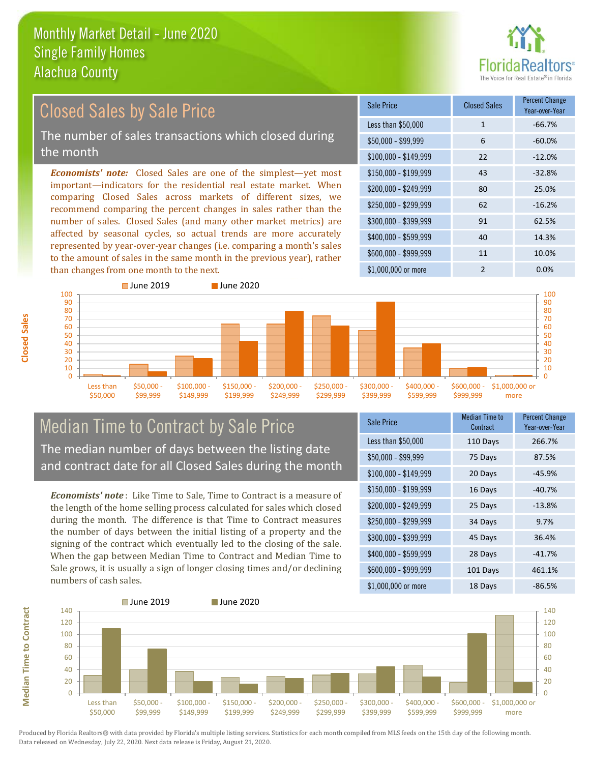# Monthly Market Detail - June 2020
## Single Family Homes
## Alachua County

## Closed Sales by Sale Price

The number of sales transactions which closed during the month

*Economists' note:* Closed Sales are one of the simplest—yet most important—indicators for the residential real estate market. When comparing Closed Sales across markets of different sizes, we recommend comparing the percent changes in sales rather than the number of sales. Closed Sales (and many other market metrics) are affected by seasonal cycles, so actual trends are more accurately represented by year-over-year changes (i.e. comparing a month's sales to the amount of sales in the same month in the previous year), rather than changes from one month to the next.

| Sale Price | Closed Sales | Percent Change Year-over-Year |
|---|---|---|
| Less than $50,000 | 1 | -66.7% |
| $50,000 - $99,999 | 6 | -60.0% |
| $100,000 - $149,999 | 22 | -12.0% |
| $150,000 - $199,999 | 43 | -32.8% |
| $200,000 - $249,999 | 80 | 25.0% |
| $250,000 - $299,999 | 62 | -16.2% |
| $300,000 - $399,999 | 91 | 62.5% |
| $400,000 - $599,999 | 40 | 14.3% |
| $600,000 - $999,999 | 11 | 10.0% |
| $1,000,000 or more | 2 | 0.0% |

## Median Time to Contract by Sale Price

The median number of days between the listing date and contract date for all Closed Sales during the month

*Economists' note*: Like Time to Sale, Time to Contract is a measure of the length of the home selling process calculated for sales which closed during the month. The difference is that Time to Contract measures the number of days between the initial listing of a property and the signing of the contract which eventually led to the closing of the sale. When the gap between Median Time to Contract and Median Time to Sale grows, it is usually a sign of longer closing times and/or declining numbers of cash sales.

| Sale Price | Median Time to Contract | Percent Change Year-over-Year |
|---|---|---|
| Less than $50,000 | 110 Days | 266.7% |
| $50,000 - $99,999 | 75 Days | 87.5% |
| $100,000 - $149,999 | 20 Days | -45.9% |
| $150,000 - $199,999 | 16 Days | -40.7% |
| $200,000 - $249,999 | 25 Days | -13.8% |
| $250,000 - $299,999 | 34 Days | 9.7% |
| $300,000 - $399,999 | 45 Days | 36.4% |
| $400,000 - $599,999 | 28 Days | -41.7% |
| $600,000 - $999,999 | 101 Days | 461.1% |
| $1,000,000 or more | 18 Days | -86.5% |

Produced by Florida Realtors® with data provided by Florida's multiple listing services. Statistics for each month compiled from MLS feeds on the 15th day of the following month. Data released on Wednesday, July 22, 2020. Next data release is Friday, August 21, 2020.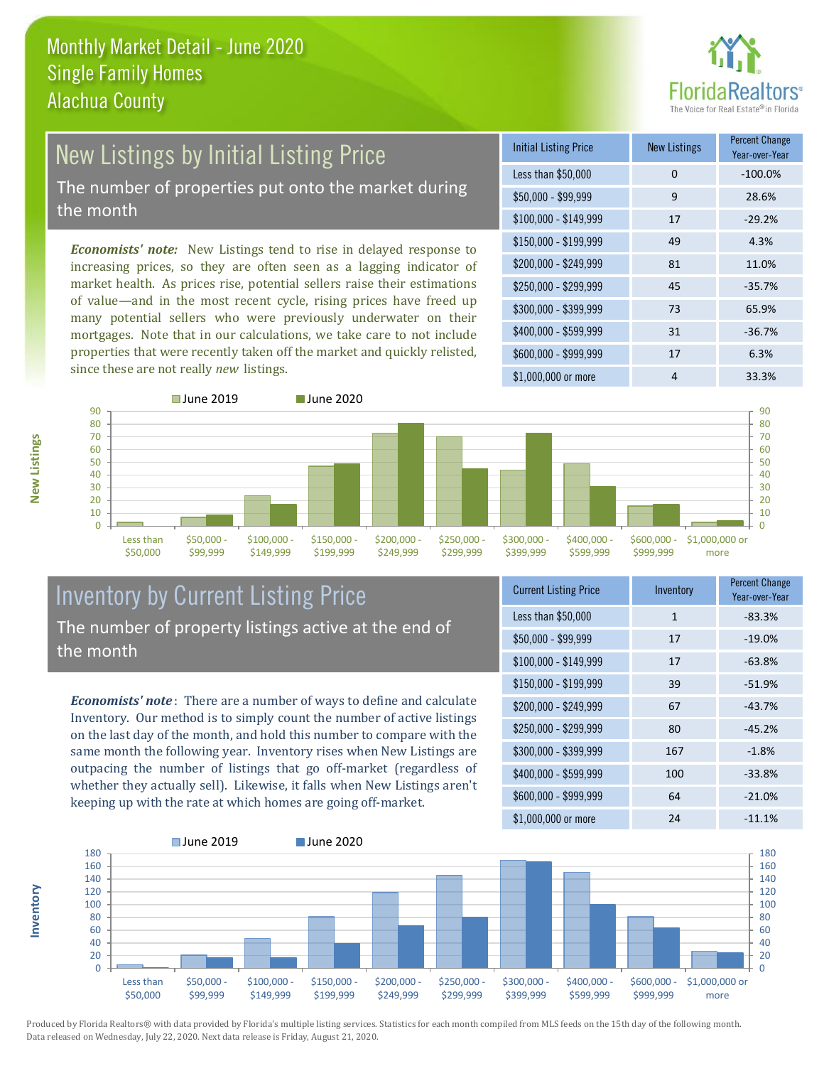# Monthly Market Detail - June 2020
## Single Family Homes
## Alachua County

## New Listings by Initial Listing Price

The number of properties put onto the market during the month

***Economists' note:*** New Listings tend to rise in delayed response to increasing prices, so they are often seen as a lagging indicator of market health. As prices rise, potential sellers raise their estimations of value—and in the most recent cycle, rising prices have freed up many potential sellers who were previously underwater on their mortgages. Note that in our calculations, we take care to not include properties that were recently taken off the market and quickly relisted, since these are not really *new* listings.

| Initial Listing Price | New Listings | Percent Change Year-over-Year |
|---|---|---|
| Less than $50,000 | 0 | -100.0% |
| $50,000 - $99,999 | 9 | 28.6% |
| $100,000 - $149,999 | 17 | -29.2% |
| $150,000 - $199,999 | 49 | 4.3% |
| $200,000 - $249,999 | 81 | 11.0% |
| $250,000 - $299,999 | 45 | -35.7% |
| $300,000 - $399,999 | 73 | 65.9% |
| $400,000 - $599,999 | 31 | -36.7% |
| $600,000 - $999,999 | 17 | 6.3% |
| $1,000,000 or more | 4 | 33.3% |

## Inventory by Current Listing Price

The number of property listings active at the end of the month

***Economists' note***: There are a number of ways to define and calculate Inventory. Our method is to simply count the number of active listings on the last day of the month, and hold this number to compare with the same month the following year. Inventory rises when New Listings are outpacing the number of listings that go off-market (regardless of whether they actually sell). Likewise, it falls when New Listings aren't keeping up with the rate at which homes are going off-market.

| Current Listing Price | Inventory | Percent Change Year-over-Year |
|---|---|---|
| Less than $50,000 | 1 | -83.3% |
| $50,000 - $99,999 | 17 | -19.0% |
| $100,000 - $149,999 | 17 | -63.8% |
| $150,000 - $199,999 | 39 | -51.9% |
| $200,000 - $249,999 | 67 | -43.7% |
| $250,000 - $299,999 | 80 | -45.2% |
| $300,000 - $399,999 | 167 | -1.8% |
| $400,000 - $599,999 | 100 | -33.8% |
| $600,000 - $999,999 | 64 | -21.0% |
| $1,000,000 or more | 24 | -11.1% |

Produced by Florida Realtors® with data provided by Florida's multiple listing services. Statistics for each month compiled from MLS feeds on the 15th day of the following month. Data released on Wednesday, July 22, 2020. Next data release is Friday, August 21, 2020.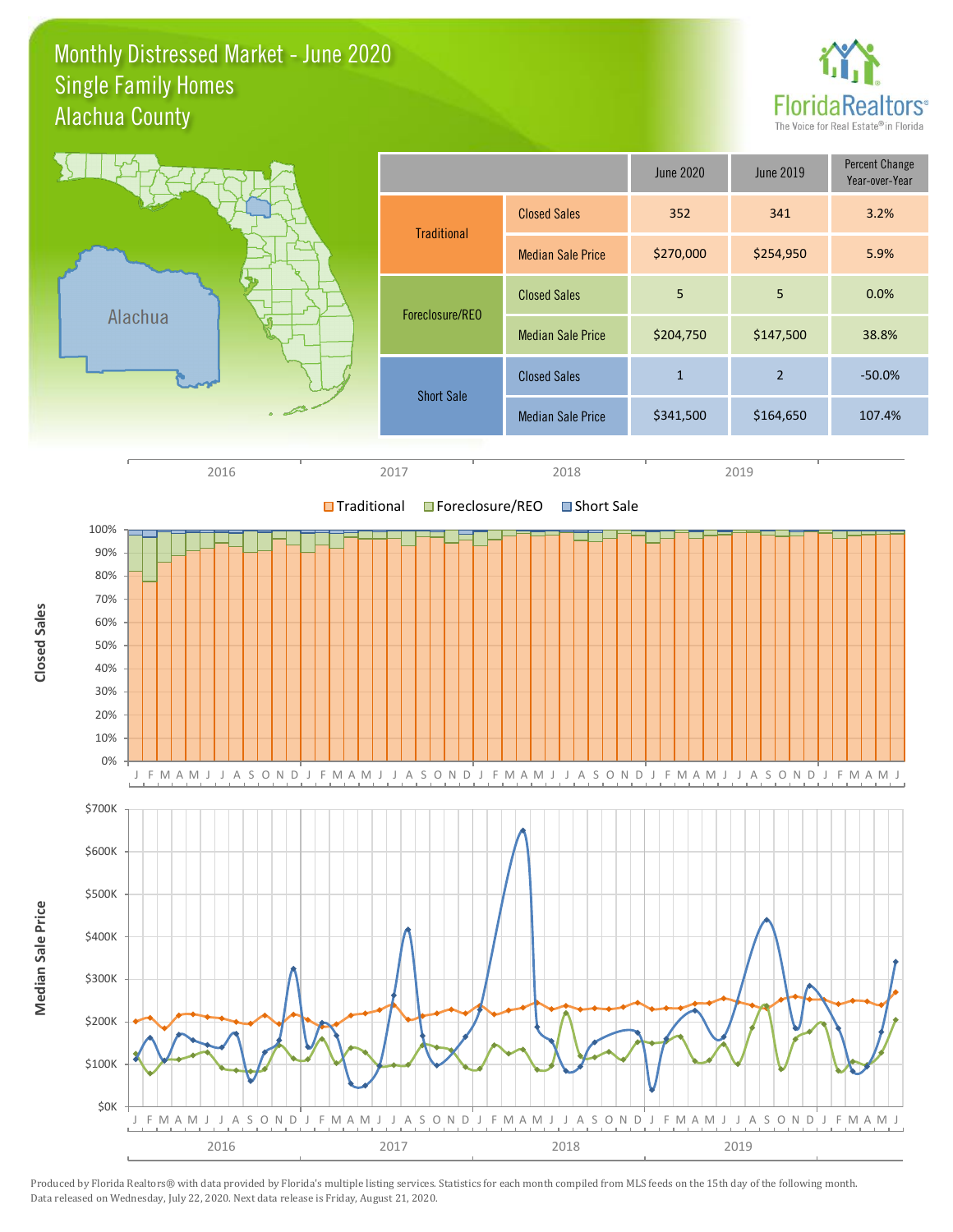# Monthly Distressed Market - June 2020
## Single Family Homes
## Alachua County

| | | June 2020 | June 2019 | Percent Change Year-over-Year |
|---|---|---|---|---|
| Traditional | Closed Sales | 352 | 341 | 3.2% |
| | Median Sale Price | $270,000 | $254,950 | 5.9% |
| Foreclosure/REO | Closed Sales | 5 | 5 | 0.0% |
| | Median Sale Price | $204,750 | $147,500 | 38.8% |
| Short Sale | Closed Sales | 1 | 2 | -50.0% |
| | Median Sale Price | $341,500 | $164,650 | 107.4% |

Produced by Florida Realtors® with data provided by Florida's multiple listing services. Statistics for each month compiled from MLS feeds on the 15th day of the following month. Data released on Wednesday, July 22, 2020. Next data release is Friday, August 21, 2020.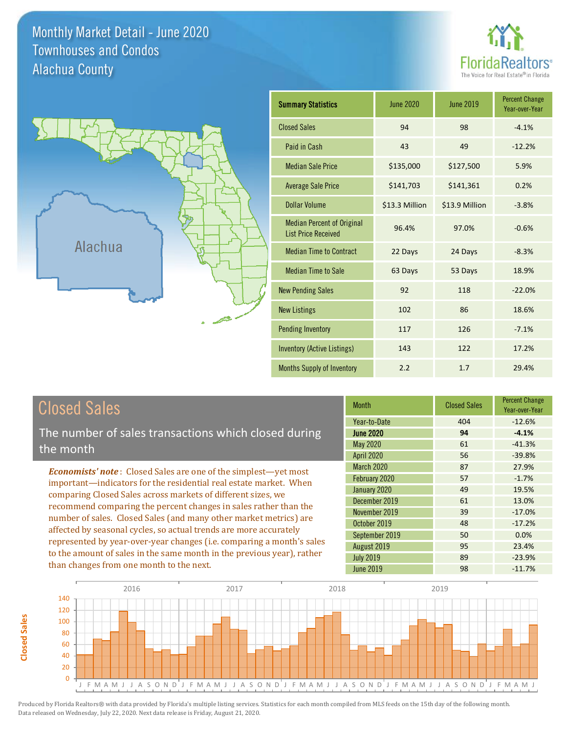# Monthly Market Detail - June 2020
## Townhouses and Condos
## Alachua County

FloridaRealtors® The Voice for Real Estate® in Florida

Alachua

| Summary Statistics | June 2020 | June 2019 | Percent Change Year-over-Year |
|---|---|---|---|
| Closed Sales | 94 | 98 | -4.1% |
| Paid in Cash | 43 | 49 | -12.2% |
| Median Sale Price | $135,000 | $127,500 | 5.9% |
| Average Sale Price | $141,703 | $141,361 | 0.2% |
| Dollar Volume | $13.3 Million | $13.9 Million | -3.8% |
| Median Percent of Original List Price Received | 96.4% | 97.0% | -0.6% |
| Median Time to Contract | 22 Days | 24 Days | -8.3% |
| Median Time to Sale | 63 Days | 53 Days | 18.9% |
| New Pending Sales | 92 | 118 | -22.0% |
| New Listings | 102 | 86 | 18.6% |
| Pending Inventory | 117 | 126 | -7.1% |
| Inventory (Active Listings) | 143 | 122 | 17.2% |
| Months Supply of Inventory | 2.2 | 1.7 | 29.4% |

## Closed Sales

The number of sales transactions which closed during the month

*Economists' note*: Closed Sales are one of the simplest—yet most important—indicators for the residential real estate market. When comparing Closed Sales across markets of different sizes, we recommend comparing the percent changes in sales rather than the number of sales. Closed Sales (and many other market metrics) are affected by seasonal cycles, so actual trends are more accurately represented by year-over-year changes (i.e. comparing a month's sales to the amount of sales in the same month in the previous year), rather than changes from one month to the next.

| Month | Closed Sales | Percent Change Year-over-Year |
|---|---|---|
| Year-to-Date | 404 | -12.6% |
| **June 2020** | **94** | **-4.1%** |
| May 2020 | 61 | -41.3% |
| April 2020 | 56 | -39.8% |
| March 2020 | 87 | 27.9% |
| February 2020 | 57 | -1.7% |
| January 2020 | 49 | 19.5% |
| December 2019 | 61 | 13.0% |
| November 2019 | 39 | -17.0% |
| October 2019 | 48 | -17.2% |
| September 2019 | 50 | 0.0% |
| August 2019 | 95 | 23.4% |
| July 2019 | 89 | -23.9% |
| June 2019 | 98 | -11.7% |

Produced by Florida Realtors® with data provided by Florida's multiple listing services. Statistics for each month compiled from MLS feeds on the 15th day of the following month. Data released on Wednesday, July 22, 2020. Next data release is Friday, August 21, 2020.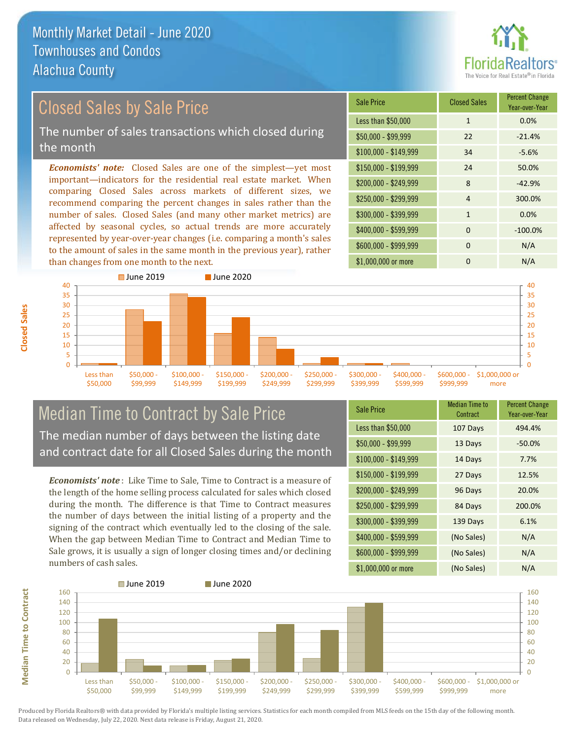# Monthly Market Detail - June 2020
## Townhouses and Condos
## Alachua County

## Closed Sales by Sale Price

The number of sales transactions which closed during the month

***Economists' note:*** Closed Sales are one of the simplest—yet most important—indicators for the residential real estate market. When comparing Closed Sales across markets of different sizes, we recommend comparing the percent changes in sales rather than the number of sales. Closed Sales (and many other market metrics) are affected by seasonal cycles, so actual trends are more accurately represented by year-over-year changes (i.e. comparing a month's sales to the amount of sales in the same month in the previous year), rather than changes from one month to the next.

| Sale Price | Closed Sales | Percent Change Year-over-Year |
|---|---|---|
| Less than $50,000 | 1 | 0.0% |
| $50,000 - $99,999 | 22 | -21.4% |
| $100,000 - $149,999 | 34 | -5.6% |
| $150,000 - $199,999 | 24 | 50.0% |
| $200,000 - $249,999 | 8 | -42.9% |
| $250,000 - $299,999 | 4 | 300.0% |
| $300,000 - $399,999 | 1 | 0.0% |
| $400,000 - $599,999 | 0 | -100.0% |
| $600,000 - $999,999 | 0 | N/A |
| $1,000,000 or more | 0 | N/A |

## Median Time to Contract by Sale Price

The median number of days between the listing date and contract date for all Closed Sales during the month

***Economists' note***: Like Time to Sale, Time to Contract is a measure of the length of the home selling process calculated for sales which closed during the month. The difference is that Time to Contract measures the number of days between the initial listing of a property and the signing of the contract which eventually led to the closing of the sale. When the gap between Median Time to Contract and Median Time to Sale grows, it is usually a sign of longer closing times and/or declining numbers of cash sales.

| Sale Price | Median Time to Contract | Percent Change Year-over-Year |
|---|---|---|
| Less than $50,000 | 107 Days | 494.4% |
| $50,000 - $99,999 | 13 Days | -50.0% |
| $100,000 - $149,999 | 14 Days | 7.7% |
| $150,000 - $199,999 | 27 Days | 12.5% |
| $200,000 - $249,999 | 96 Days | 20.0% |
| $250,000 - $299,999 | 84 Days | 200.0% |
| $300,000 - $399,999 | 139 Days | 6.1% |
| $400,000 - $599,999 | (No Sales) | N/A |
| $600,000 - $999,999 | (No Sales) | N/A |
| $1,000,000 or more | (No Sales) | N/A |

Produced by Florida Realtors® with data provided by Florida's multiple listing services. Statistics for each month compiled from MLS feeds on the 15th day of the following month. Data released on Wednesday, July 22, 2020. Next data release is Friday, August 21, 2020.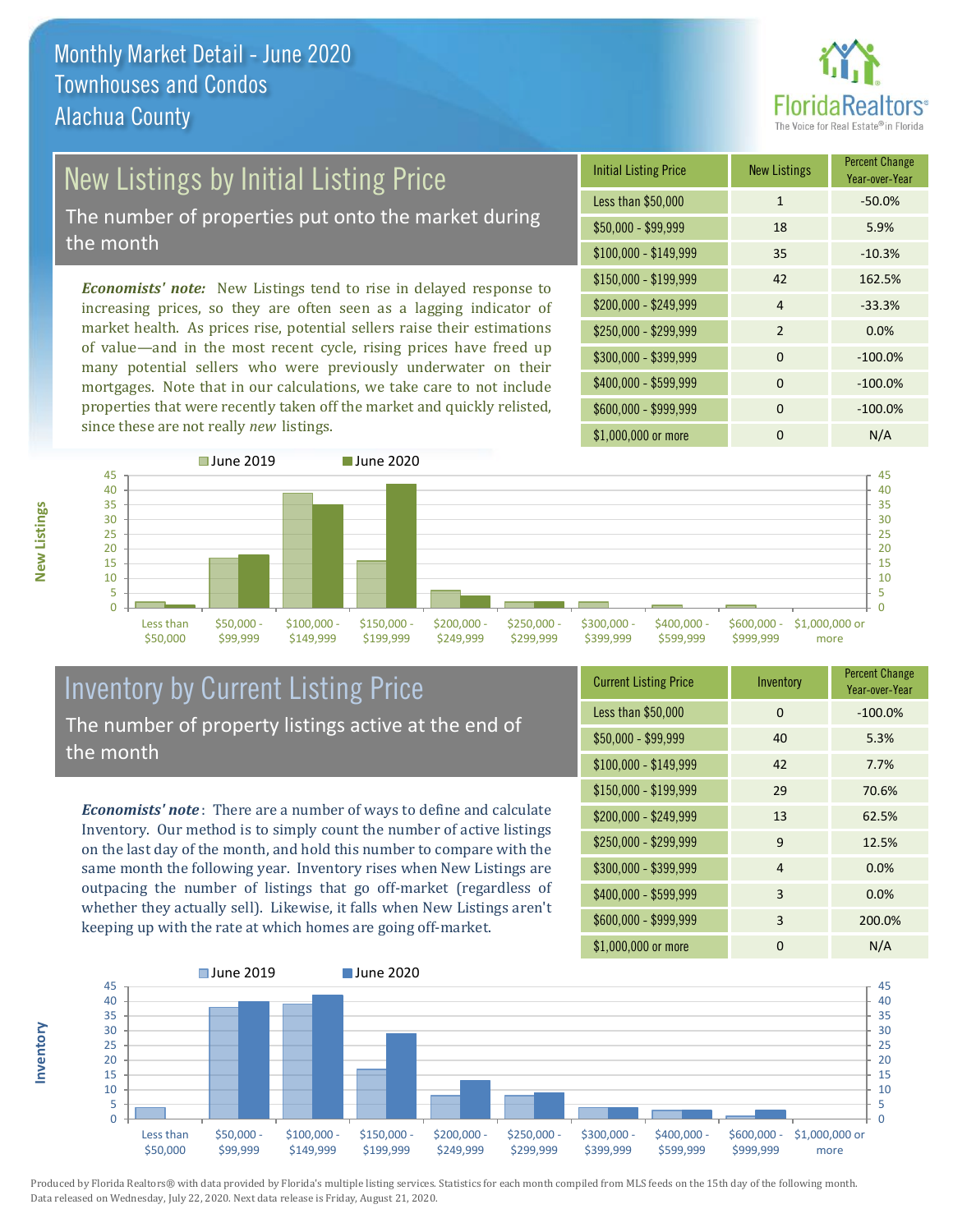# Monthly Market Detail - June 2020
## Townhouses and Condos
## Alachua County

## New Listings by Initial Listing Price

The number of properties put onto the market during the month

***Economists' note:*** New Listings tend to rise in delayed response to increasing prices, so they are often seen as a lagging indicator of market health. As prices rise, potential sellers raise their estimations of value—and in the most recent cycle, rising prices have freed up many potential sellers who were previously underwater on their mortgages. Note that in our calculations, we take care to not include properties that were recently taken off the market and quickly relisted, since these are not really *new* listings.

| Initial Listing Price | New Listings | Percent Change Year-over-Year |
|---|---|---|
| Less than $50,000 | 1 | -50.0% |
| $50,000 - $99,999 | 18 | 5.9% |
| $100,000 - $149,999 | 35 | -10.3% |
| $150,000 - $199,999 | 42 | 162.5% |
| $200,000 - $249,999 | 4 | -33.3% |
| $250,000 - $299,999 | 2 | 0.0% |
| $300,000 - $399,999 | 0 | -100.0% |
| $400,000 - $599,999 | 0 | -100.0% |
| $600,000 - $999,999 | 0 | -100.0% |
| $1,000,000 or more | 0 | N/A |

## Inventory by Current Listing Price

The number of property listings active at the end of the month

***Economists' note*:** There are a number of ways to define and calculate Inventory. Our method is to simply count the number of active listings on the last day of the month, and hold this number to compare with the same month the following year. Inventory rises when New Listings are outpacing the number of listings that go off-market (regardless of whether they actually sell). Likewise, it falls when New Listings aren't keeping up with the rate at which homes are going off-market.

| Current Listing Price | Inventory | Percent Change Year-over-Year |
|---|---|---|
| Less than $50,000 | 0 | -100.0% |
| $50,000 - $99,999 | 40 | 5.3% |
| $100,000 - $149,999 | 42 | 7.7% |
| $150,000 - $199,999 | 29 | 70.6% |
| $200,000 - $249,999 | 13 | 62.5% |
| $250,000 - $299,999 | 9 | 12.5% |
| $300,000 - $399,999 | 4 | 0.0% |
| $400,000 - $599,999 | 3 | 0.0% |
| $600,000 - $999,999 | 3 | 200.0% |
| $1,000,000 or more | 0 | N/A |

Produced by Florida Realtors® with data provided by Florida's multiple listing services. Statistics for each month compiled from MLS feeds on the 15th day of the following month. Data released on Wednesday, July 22, 2020. Next data release is Friday, August 21, 2020.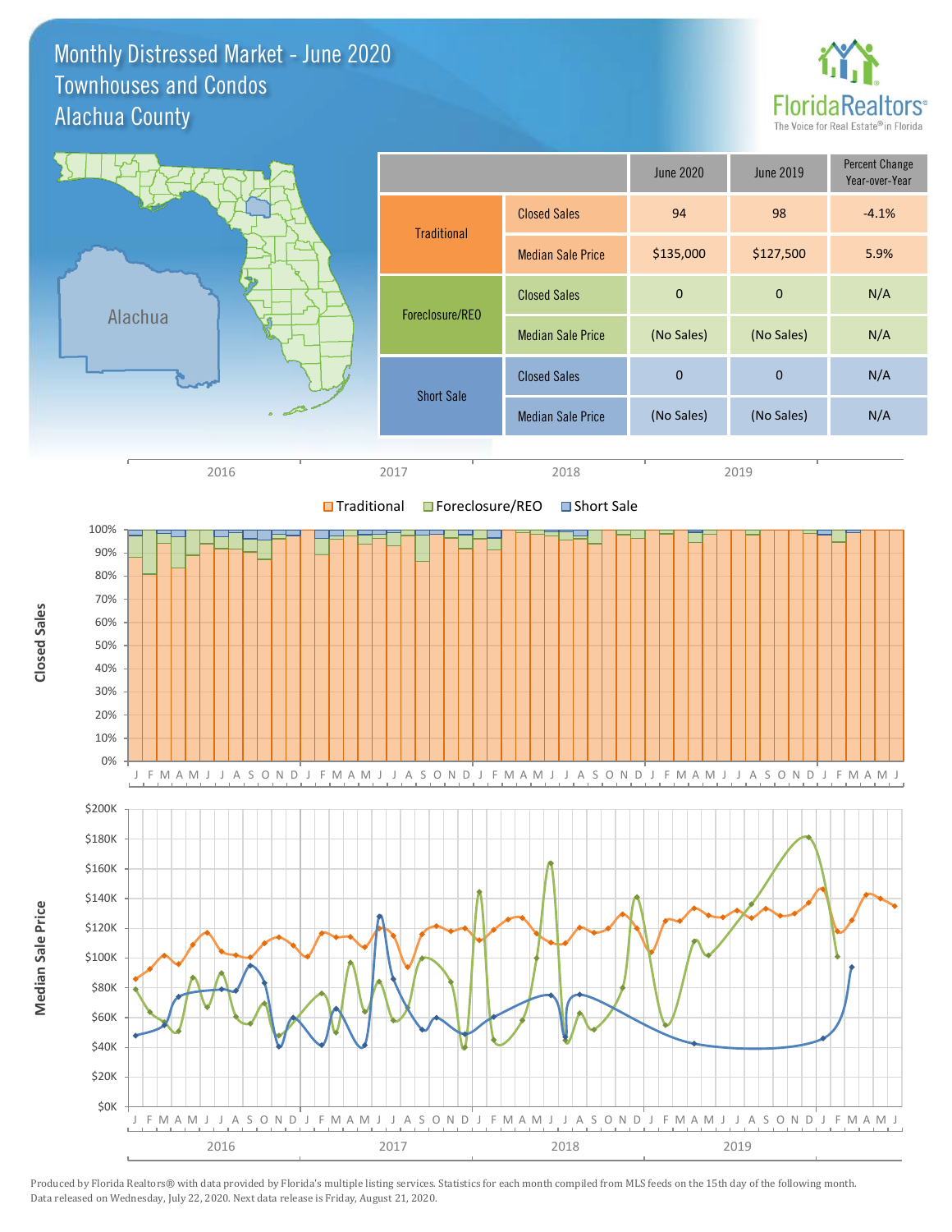# Monthly Distressed Market - June 2020
## Townhouses and Condos
## Alachua County

| | | June 2020 | June 2019 | Percent Change Year-over-Year |
|---|---|---|---|---|
| Traditional | Closed Sales | 94 | 98 | -4.1% |
| | Median Sale Price | $135,000 | $127,500 | 5.9% |
| Foreclosure/REO | Closed Sales | 0 | 0 | N/A |
| | Median Sale Price | (No Sales) | (No Sales) | N/A |
| Short Sale | Closed Sales | 0 | 0 | N/A |
| | Median Sale Price | (No Sales) | (No Sales) | N/A |

Produced by Florida Realtors® with data provided by Florida's multiple listing services. Statistics for each month compiled from MLS feeds on the 15th day of the following month. Data released on Wednesday, July 22, 2020. Next data release is Friday, August 21, 2020.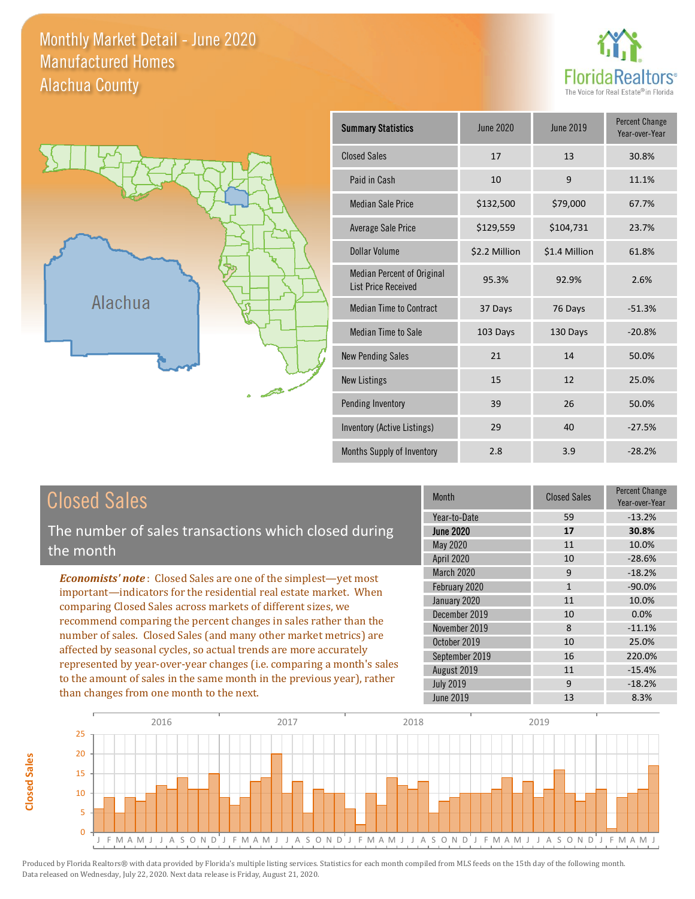# Monthly Market Detail - June 2020
## Manufactured Homes
## Alachua County

FloridaRealtors® The Voice for Real Estate® in Florida

Alachua

| Summary Statistics | June 2020 | June 2019 | Percent Change Year-over-Year |
|---|---|---|---|
| Closed Sales | 17 | 13 | 30.8% |
| Paid in Cash | 10 | 9 | 11.1% |
| Median Sale Price | $132,500 | $79,000 | 67.7% |
| Average Sale Price | $129,559 | $104,731 | 23.7% |
| Dollar Volume | $2.2 Million | $1.4 Million | 61.8% |
| Median Percent of Original List Price Received | 95.3% | 92.9% | 2.6% |
| Median Time to Contract | 37 Days | 76 Days | -51.3% |
| Median Time to Sale | 103 Days | 130 Days | -20.8% |
| New Pending Sales | 21 | 14 | 50.0% |
| New Listings | 15 | 12 | 25.0% |
| Pending Inventory | 39 | 26 | 50.0% |
| Inventory (Active Listings) | 29 | 40 | -27.5% |
| Months Supply of Inventory | 2.8 | 3.9 | -28.2% |

## Closed Sales

The number of sales transactions which closed during the month

***Economists' note***: Closed Sales are one of the simplest—yet most important—indicators for the residential real estate market. When comparing Closed Sales across markets of different sizes, we recommend comparing the percent changes in sales rather than the number of sales. Closed Sales (and many other market metrics) are affected by seasonal cycles, so actual trends are more accurately represented by year-over-year changes (i.e. comparing a month's sales to the amount of sales in the same month in the previous year), rather than changes from one month to the next.

| Month | Closed Sales | Percent Change Year-over-Year |
|---|---|---|
| Year-to-Date | 59 | -13.2% |
| **June 2020** | **17** | **30.8%** |
| May 2020 | 11 | 10.0% |
| April 2020 | 10 | -28.6% |
| March 2020 | 9 | -18.2% |
| February 2020 | 1 | -90.0% |
| January 2020 | 11 | 10.0% |
| December 2019 | 10 | 0.0% |
| November 2019 | 8 | -11.1% |
| October 2019 | 10 | 25.0% |
| September 2019 | 16 | 220.0% |
| August 2019 | 11 | -15.4% |
| July 2019 | 9 | -18.2% |
| June 2019 | 13 | 8.3% |

Produced by Florida Realtors® with data provided by Florida's multiple listing services. Statistics for each month compiled from MLS feeds on the 15th day of the following month. Data released on Wednesday, July 22, 2020. Next data release is Friday, August 21, 2020.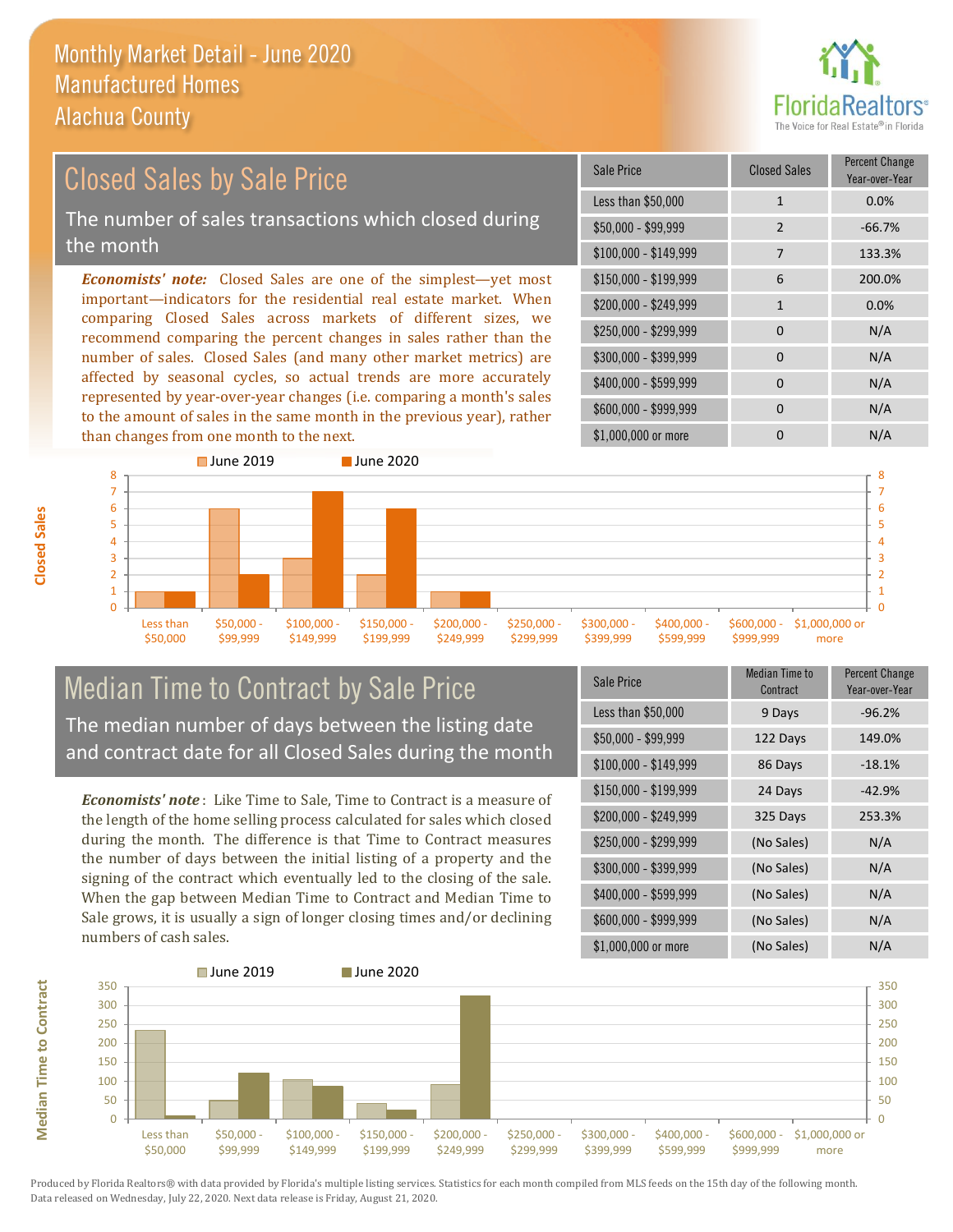# Monthly Market Detail - June 2020
## Manufactured Homes
## Alachua County

## Closed Sales by Sale Price

The number of sales transactions which closed during the month

*Economists' note:* Closed Sales are one of the simplest—yet most important—indicators for the residential real estate market. When comparing Closed Sales across markets of different sizes, we recommend comparing the percent changes in sales rather than the number of sales. Closed Sales (and many other market metrics) are affected by seasonal cycles, so actual trends are more accurately represented by year-over-year changes (i.e. comparing a month's sales to the amount of sales in the same month in the previous year), rather than changes from one month to the next.

| Sale Price | Closed Sales | Percent Change Year-over-Year |
|---|---|---|
| Less than $50,000 | 1 | 0.0% |
| $50,000 - $99,999 | 2 | -66.7% |
| $100,000 - $149,999 | 7 | 133.3% |
| $150,000 - $199,999 | 6 | 200.0% |
| $200,000 - $249,999 | 1 | 0.0% |
| $250,000 - $299,999 | 0 | N/A |
| $300,000 - $399,999 | 0 | N/A |
| $400,000 - $599,999 | 0 | N/A |
| $600,000 - $999,999 | 0 | N/A |
| $1,000,000 or more | 0 | N/A |

## Median Time to Contract by Sale Price

The median number of days between the listing date and contract date for all Closed Sales during the month

*Economists' note*: Like Time to Sale, Time to Contract is a measure of the length of the home selling process calculated for sales which closed during the month. The difference is that Time to Contract measures the number of days between the initial listing of a property and the signing of the contract which eventually led to the closing of the sale. When the gap between Median Time to Contract and Median Time to Sale grows, it is usually a sign of longer closing times and/or declining numbers of cash sales.

| Sale Price | Median Time to Contract | Percent Change Year-over-Year |
|---|---|---|
| Less than $50,000 | 9 Days | -96.2% |
| $50,000 - $99,999 | 122 Days | 149.0% |
| $100,000 - $149,999 | 86 Days | -18.1% |
| $150,000 - $199,999 | 24 Days | -42.9% |
| $200,000 - $249,999 | 325 Days | 253.3% |
| $250,000 - $299,999 | (No Sales) | N/A |
| $300,000 - $399,999 | (No Sales) | N/A |
| $400,000 - $599,999 | (No Sales) | N/A |
| $600,000 - $999,999 | (No Sales) | N/A |
| $1,000,000 or more | (No Sales) | N/A |

Produced by Florida Realtors® with data provided by Florida's multiple listing services. Statistics for each month compiled from MLS feeds on the 15th day of the following month. Data released on Wednesday, July 22, 2020. Next data release is Friday, August 21, 2020.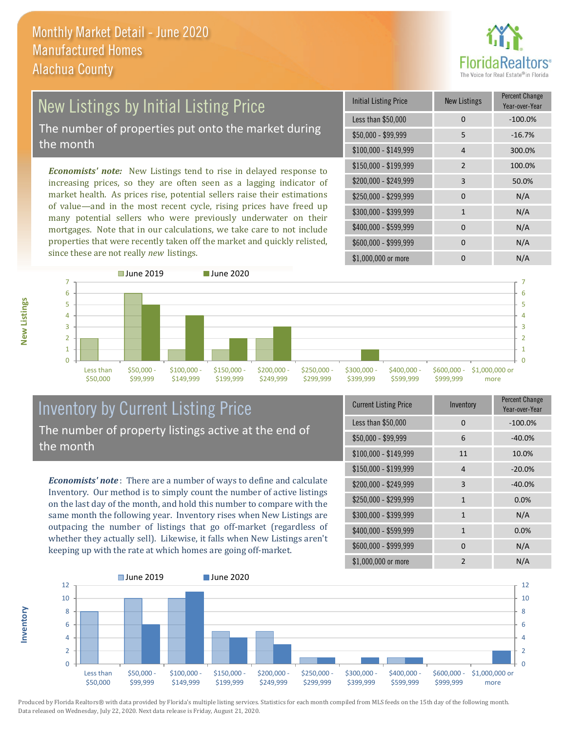# Monthly Market Detail - June 2020
## Manufactured Homes
## Alachua County

## New Listings by Initial Listing Price

The number of properties put onto the market during the month

*Economists' note:* New Listings tend to rise in delayed response to increasing prices, so they are often seen as a lagging indicator of market health. As prices rise, potential sellers raise their estimations of value—and in the most recent cycle, rising prices have freed up many potential sellers who were previously underwater on their mortgages. Note that in our calculations, we take care to not include properties that were recently taken off the market and quickly relisted, since these are not really *new* listings.

| Initial Listing Price | New Listings | Percent Change Year-over-Year |
|---|---|---|
| Less than $50,000 | 0 | -100.0% |
| $50,000 - $99,999 | 5 | -16.7% |
| $100,000 - $149,999 | 4 | 300.0% |
| $150,000 - $199,999 | 2 | 100.0% |
| $200,000 - $249,999 | 3 | 50.0% |
| $250,000 - $299,999 | 0 | N/A |
| $300,000 - $399,999 | 1 | N/A |
| $400,000 - $599,999 | 0 | N/A |
| $600,000 - $999,999 | 0 | N/A |
| $1,000,000 or more | 0 | N/A |

## Inventory by Current Listing Price

The number of property listings active at the end of the month

*Economists' note*: There are a number of ways to define and calculate Inventory. Our method is to simply count the number of active listings on the last day of the month, and hold this number to compare with the same month the following year. Inventory rises when New Listings are outpacing the number of listings that go off-market (regardless of whether they actually sell). Likewise, it falls when New Listings aren't keeping up with the rate at which homes are going off-market.

| Current Listing Price | Inventory | Percent Change Year-over-Year |
|---|---|---|
| Less than $50,000 | 0 | -100.0% |
| $50,000 - $99,999 | 6 | -40.0% |
| $100,000 - $149,999 | 11 | 10.0% |
| $150,000 - $199,999 | 4 | -20.0% |
| $200,000 - $249,999 | 3 | -40.0% |
| $250,000 - $299,999 | 1 | 0.0% |
| $300,000 - $399,999 | 1 | N/A |
| $400,000 - $599,999 | 1 | 0.0% |
| $600,000 - $999,999 | 0 | N/A |
| $1,000,000 or more | 2 | N/A |

Produced by Florida Realtors® with data provided by Florida's multiple listing services. Statistics for each month compiled from MLS feeds on the 15th day of the following month. Data released on Wednesday, July 22, 2020. Next data release is Friday, August 21, 2020.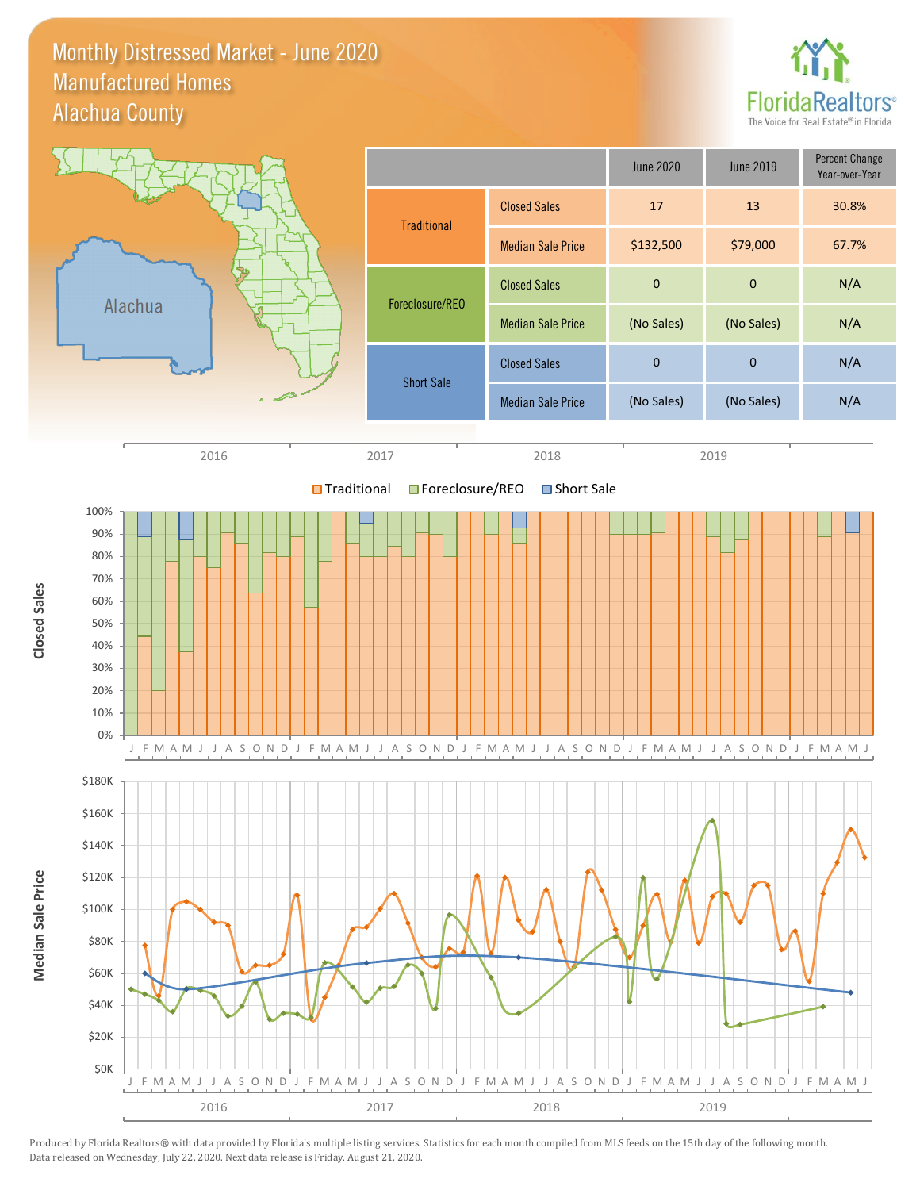# Monthly Distressed Market - June 2020
## Manufactured Homes
## Alachua County

FloridaRealtors®
The Voice for Real Estate® in Florida

Alachua

| | | June 2020 | June 2019 | Percent Change Year-over-Year |
|---|---|---|---|---|
| Traditional | Closed Sales | 17 | 13 | 30.8% |
| | Median Sale Price | $132,500 | $79,000 | 67.7% |
| Foreclosure/REO | Closed Sales | 0 | 0 | N/A |
| | Median Sale Price | (No Sales) | (No Sales) | N/A |
| Short Sale | Closed Sales | 0 | 0 | N/A |
| | Median Sale Price | (No Sales) | (No Sales) | N/A |

2016 2017 2018 2019

Traditional
Foreclosure/REO
Short Sale

Closed Sales

100%
90%
80%
70%
60%
50%
40%
30%
20%
10%
0%

J F M A M J J A S O N D J F M A M J J A S O N D J F M A M J J A S O N D J F M A M J J A S O N D J F M A M J

Median Sale Price

$180K
$160K
$140K
$120K
$100K
$80K
$60K
$40K
$20K
$0K

J F M A M J J A S O N D J F M A M J J A S O N D J F M A M J J A S O N D J F M A M J J A S O N D J F M A M J

2016 2017 2018 2019

Produced by Florida Realtors® with data provided by Florida's multiple listing services. Statistics for each month compiled from MLS feeds on the 15th day of the following month. Data released on Wednesday, July 22, 2020. Next data release is Friday, August 21, 2020.